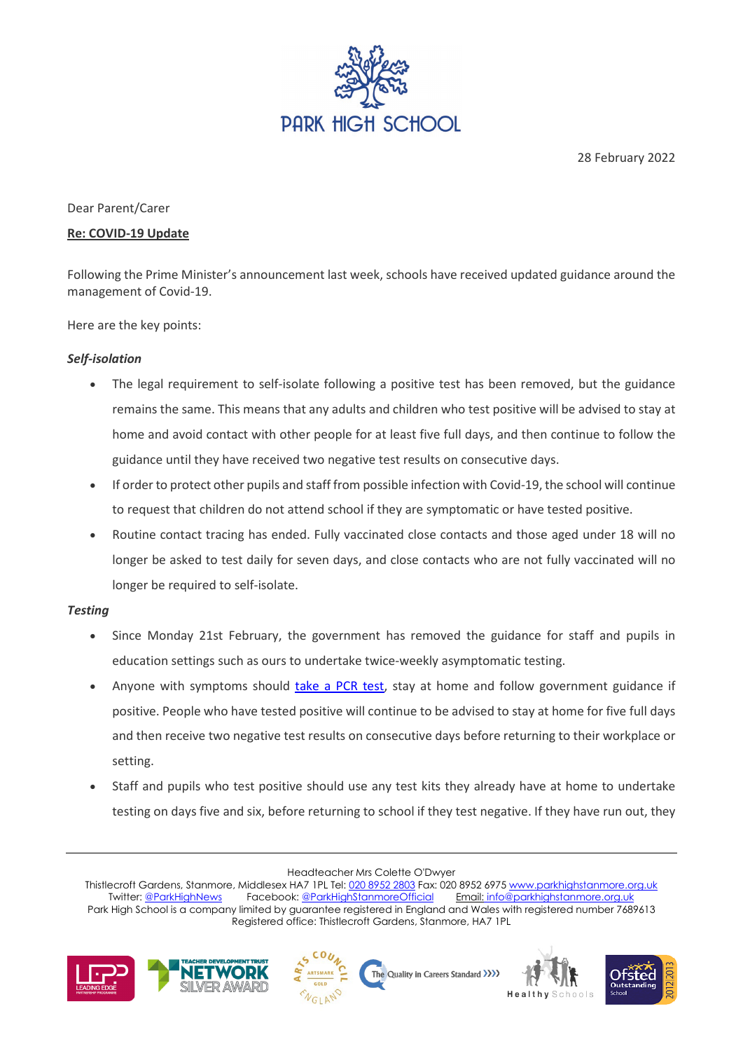PARK HIGH SCHOOL

28 February 2022

Dear Parent/Carer

**Re: COVID-19 Update**

Following the Prime Minister's announcement last week, schools have received updated guidance around the management of Covid-19.

Here are the key points:

***Self-isolation***

- The legal requirement to self-isolate following a positive test has been removed, but the guidance remains the same. This means that any adults and children who test positive will be advised to stay at home and avoid contact with other people for at least five full days, and then continue to follow the guidance until they have received two negative test results on consecutive days.
- If order to protect other pupils and staff from possible infection with Covid-19, the school will continue to request that children do not attend school if they are symptomatic or have tested positive.
- Routine contact tracing has ended. Fully vaccinated close contacts and those aged under 18 will no longer be asked to test daily for seven days, and close contacts who are not fully vaccinated will no longer be required to self-isolate.

***Testing***

- Since Monday 21st February, the government has removed the guidance for staff and pupils in education settings such as ours to undertake twice-weekly asymptomatic testing.
- Anyone with symptoms should take a PCR test, stay at home and follow government guidance if positive. People who have tested positive will continue to be advised to stay at home for five full days and then receive two negative test results on consecutive days before returning to their workplace or setting.
- Staff and pupils who test positive should use any test kits they already have at home to undertake testing on days five and six, before returning to school if they test negative. If they have run out, they

Headteacher Mrs Colette O'Dwyer
Thistlecroft Gardens, Stanmore, Middlesex HA7 1PL Tel: 020 8952 2803 Fax: 020 8952 6975 www.parkhighstanmore.org.uk
Twitter: @ParkHighNews Facebook: @ParkHighStanmoreOfficial Email: info@parkhighstanmore.org.uk
Park High School is a company limited by guarantee registered in England and Wales with registered number 7689613
Registered office: Thistlecroft Gardens, Stanmore, HA7 1PL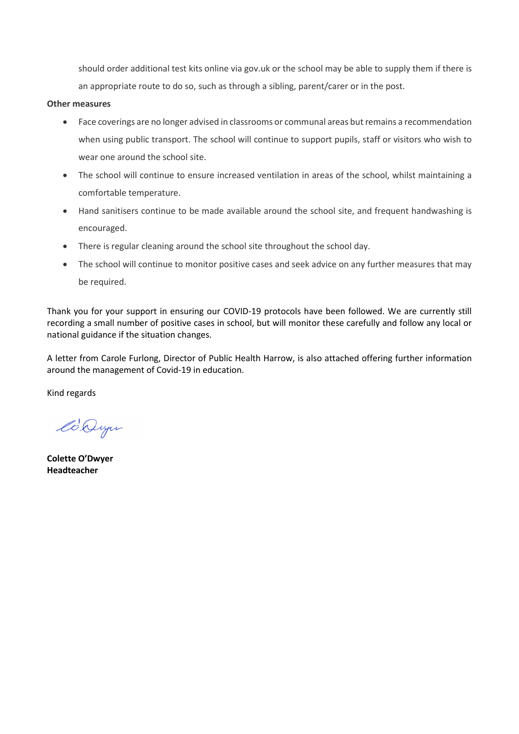should order additional test kits online via gov.uk or the school may be able to supply them if there is an appropriate route to do so, such as through a sibling, parent/carer or in the post.

**Other measures**

- Face coverings are no longer advised in classrooms or communal areas but remains a recommendation when using public transport. The school will continue to support pupils, staff or visitors who wish to wear one around the school site.
- The school will continue to ensure increased ventilation in areas of the school, whilst maintaining a comfortable temperature.
- Hand sanitisers continue to be made available around the school site, and frequent handwashing is encouraged.
- There is regular cleaning around the school site throughout the school day.
- The school will continue to monitor positive cases and seek advice on any further measures that may be required.

Thank you for your support in ensuring our COVID-19 protocols have been followed. We are currently still recording a small number of positive cases in school, but will monitor these carefully and follow any local or national guidance if the situation changes.

A letter from Carole Furlong, Director of Public Health Harrow, is also attached offering further information around the management of Covid-19 in education.

Kind regards

**Colette O'Dwyer**
**Headteacher**